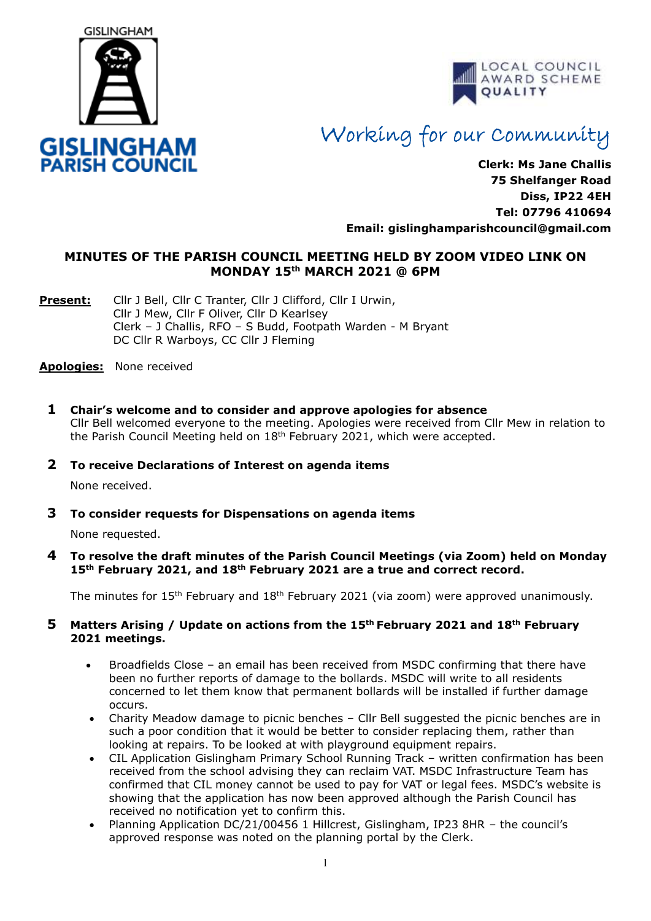GISLINGHAM

**GISLINGHAM PARISH COUNCIL**

LOCAL COUNCIL AWARD SCHEME QUALITY

*Working for our Community*

**Clerk: Ms Jane Challis**
**75 Shelfanger Road**
**Diss, IP22 4EH**
**Tel: 07796 410694**
**Email: gislinghamparishcouncil@gmail.com**

## MINUTES OF THE PARISH COUNCIL MEETING HELD BY ZOOM VIDEO LINK ON MONDAY 15th MARCH 2021 @ 6PM

**Present:** Cllr J Bell, Cllr C Tranter, Cllr J Clifford, Cllr I Urwin, Cllr J Mew, Cllr F Oliver, Cllr D Kearlsey
Clerk – J Challis, RFO – S Budd, Footpath Warden - M Bryant
DC Cllr R Warboys, CC Cllr J Fleming

**Apologies:** None received

### 1 Chair's welcome and to consider and approve apologies for absence

Cllr Bell welcomed everyone to the meeting. Apologies were received from Cllr Mew in relation to the Parish Council Meeting held on 18th February 2021, which were accepted.

### 2 To receive Declarations of Interest on agenda items

None received.

### 3 To consider requests for Dispensations on agenda items

None requested.

### 4 To resolve the draft minutes of the Parish Council Meetings (via Zoom) held on Monday 15th February 2021, and 18th February 2021 are a true and correct record.

The minutes for 15th February and 18th February 2021 (via zoom) were approved unanimously.

### 5 Matters Arising / Update on actions from the 15th February 2021 and 18th February 2021 meetings.

- Broadfields Close – an email has been received from MSDC confirming that there have been no further reports of damage to the bollards. MSDC will write to all residents concerned to let them know that permanent bollards will be installed if further damage occurs.
- Charity Meadow damage to picnic benches – Cllr Bell suggested the picnic benches are in such a poor condition that it would be better to consider replacing them, rather than looking at repairs. To be looked at with playground equipment repairs.
- CIL Application Gislingham Primary School Running Track – written confirmation has been received from the school advising they can reclaim VAT. MSDC Infrastructure Team has confirmed that CIL money cannot be used to pay for VAT or legal fees. MSDC's website is showing that the application has now been approved although the Parish Council has received no notification yet to confirm this.
- Planning Application DC/21/00456 1 Hillcrest, Gislingham, IP23 8HR – the council's approved response was noted on the planning portal by the Clerk.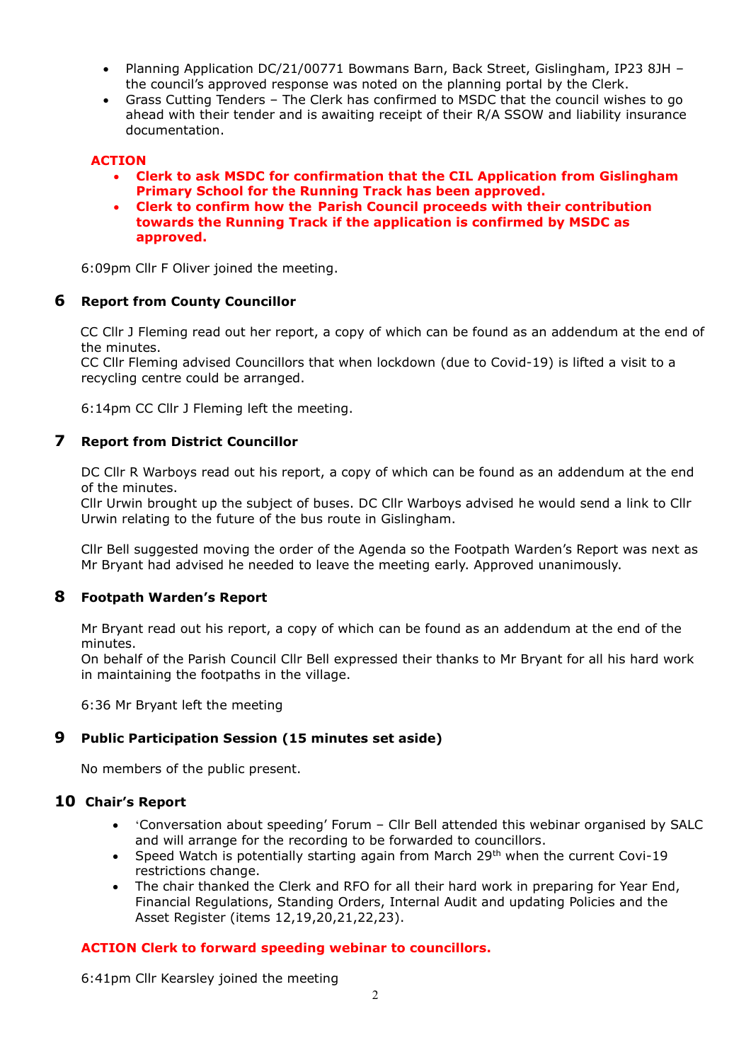- Planning Application DC/21/00771 Bowmans Barn, Back Street, Gislingham, IP23 8JH – the council's approved response was noted on the planning portal by the Clerk.
- Grass Cutting Tenders – The Clerk has confirmed to MSDC that the council wishes to go ahead with their tender and is awaiting receipt of their R/A SSOW and liability insurance documentation.

**ACTION**

- **Clerk to ask MSDC for confirmation that the CIL Application from Gislingham Primary School for the Running Track has been approved.**
- **Clerk to confirm how the Parish Council proceeds with their contribution towards the Running Track if the application is confirmed by MSDC as approved.**

6:09pm Cllr F Oliver joined the meeting.

## 6 Report from County Councillor

CC Cllr J Fleming read out her report, a copy of which can be found as an addendum at the end of the minutes.
CC Cllr Fleming advised Councillors that when lockdown (due to Covid-19) is lifted a visit to a recycling centre could be arranged.

6:14pm CC Cllr J Fleming left the meeting.

## 7 Report from District Councillor

DC Cllr R Warboys read out his report, a copy of which can be found as an addendum at the end of the minutes.
Cllr Urwin brought up the subject of buses. DC Cllr Warboys advised he would send a link to Cllr Urwin relating to the future of the bus route in Gislingham.

Cllr Bell suggested moving the order of the Agenda so the Footpath Warden's Report was next as Mr Bryant had advised he needed to leave the meeting early. Approved unanimously.

## 8 Footpath Warden's Report

Mr Bryant read out his report, a copy of which can be found as an addendum at the end of the minutes.
On behalf of the Parish Council Cllr Bell expressed their thanks to Mr Bryant for all his hard work in maintaining the footpaths in the village.

6:36 Mr Bryant left the meeting

## 9 Public Participation Session (15 minutes set aside)

No members of the public present.

## 10 Chair's Report

- 'Conversation about speeding' Forum – Cllr Bell attended this webinar organised by SALC and will arrange for the recording to be forwarded to councillors.
- Speed Watch is potentially starting again from March 29th when the current Covi-19 restrictions change.
- The chair thanked the Clerk and RFO for all their hard work in preparing for Year End, Financial Regulations, Standing Orders, Internal Audit and updating Policies and the Asset Register (items 12,19,20,21,22,23).

**ACTION Clerk to forward speeding webinar to councillors.**

6:41pm Cllr Kearsley joined the meeting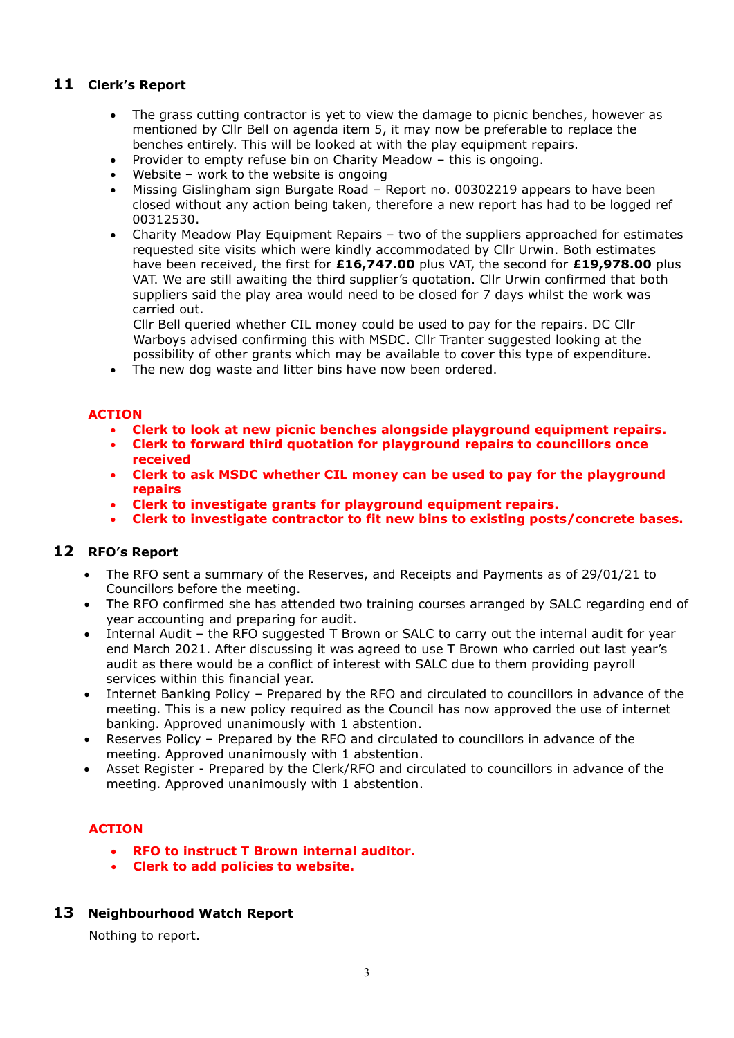## 11 Clerk's Report

- The grass cutting contractor is yet to view the damage to picnic benches, however as mentioned by Cllr Bell on agenda item 5, it may now be preferable to replace the benches entirely. This will be looked at with the play equipment repairs.
- Provider to empty refuse bin on Charity Meadow – this is ongoing.
- Website – work to the website is ongoing
- Missing Gislingham sign Burgate Road – Report no. 00302219 appears to have been closed without any action being taken, therefore a new report has had to be logged ref 00312530.
- Charity Meadow Play Equipment Repairs – two of the suppliers approached for estimates requested site visits which were kindly accommodated by Cllr Urwin. Both estimates have been received, the first for **£16,747.00** plus VAT, the second for **£19,978.00** plus VAT. We are still awaiting the third supplier's quotation. Cllr Urwin confirmed that both suppliers said the play area would need to be closed for 7 days whilst the work was carried out.
  Cllr Bell queried whether CIL money could be used to pay for the repairs. DC Cllr Warboys advised confirming this with MSDC. Cllr Tranter suggested looking at the possibility of other grants which may be available to cover this type of expenditure.
- The new dog waste and litter bins have now been ordered.

**ACTION**

- **Clerk to look at new picnic benches alongside playground equipment repairs.**
- **Clerk to forward third quotation for playground repairs to councillors once received**
- **Clerk to ask MSDC whether CIL money can be used to pay for the playground repairs**
- **Clerk to investigate grants for playground equipment repairs.**
- **Clerk to investigate contractor to fit new bins to existing posts/concrete bases.**

## 12 RFO's Report

- The RFO sent a summary of the Reserves, and Receipts and Payments as of 29/01/21 to Councillors before the meeting.
- The RFO confirmed she has attended two training courses arranged by SALC regarding end of year accounting and preparing for audit.
- Internal Audit – the RFO suggested T Brown or SALC to carry out the internal audit for year end March 2021. After discussing it was agreed to use T Brown who carried out last year's audit as there would be a conflict of interest with SALC due to them providing payroll services within this financial year.
- Internet Banking Policy – Prepared by the RFO and circulated to councillors in advance of the meeting. This is a new policy required as the Council has now approved the use of internet banking. Approved unanimously with 1 abstention.
- Reserves Policy – Prepared by the RFO and circulated to councillors in advance of the meeting. Approved unanimously with 1 abstention.
- Asset Register - Prepared by the Clerk/RFO and circulated to councillors in advance of the meeting. Approved unanimously with 1 abstention.

**ACTION**

- **RFO to instruct T Brown internal auditor.**
- **Clerk to add policies to website.**

## 13 Neighbourhood Watch Report

Nothing to report.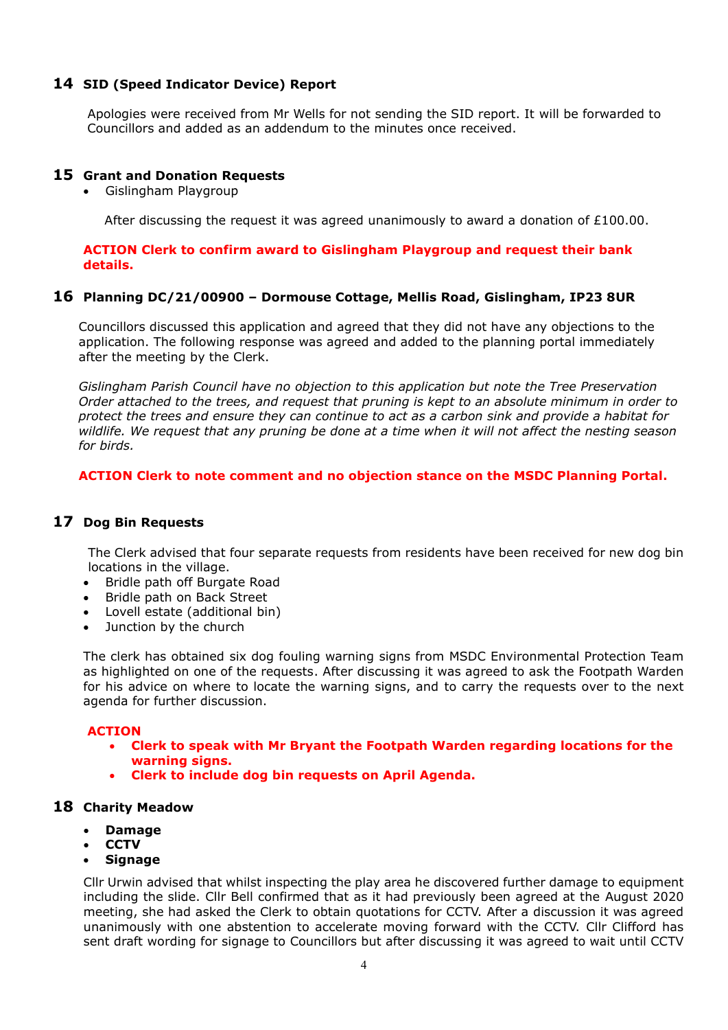## 14 SID (Speed Indicator Device) Report

Apologies were received from Mr Wells for not sending the SID report. It will be forwarded to Councillors and added as an addendum to the minutes once received.

## 15 Grant and Donation Requests

- Gislingham Playgroup

After discussing the request it was agreed unanimously to award a donation of £100.00.

**ACTION Clerk to confirm award to Gislingham Playgroup and request their bank details.**

## 16 Planning DC/21/00900 – Dormouse Cottage, Mellis Road, Gislingham, IP23 8UR

Councillors discussed this application and agreed that they did not have any objections to the application. The following response was agreed and added to the planning portal immediately after the meeting by the Clerk.

*Gislingham Parish Council have no objection to this application but note the Tree Preservation Order attached to the trees, and request that pruning is kept to an absolute minimum in order to protect the trees and ensure they can continue to act as a carbon sink and provide a habitat for wildlife. We request that any pruning be done at a time when it will not affect the nesting season for birds.*

**ACTION Clerk to note comment and no objection stance on the MSDC Planning Portal.**

## 17 Dog Bin Requests

The Clerk advised that four separate requests from residents have been received for new dog bin locations in the village.

- Bridle path off Burgate Road
- Bridle path on Back Street
- Lovell estate (additional bin)
- Junction by the church

The clerk has obtained six dog fouling warning signs from MSDC Environmental Protection Team as highlighted on one of the requests. After discussing it was agreed to ask the Footpath Warden for his advice on where to locate the warning signs, and to carry the requests over to the next agenda for further discussion.

**ACTION**

- **Clerk to speak with Mr Bryant the Footpath Warden regarding locations for the warning signs.**
- **Clerk to include dog bin requests on April Agenda.**

## 18 Charity Meadow

- **Damage**
- **CCTV**
- **Signage**

Cllr Urwin advised that whilst inspecting the play area he discovered further damage to equipment including the slide. Cllr Bell confirmed that as it had previously been agreed at the August 2020 meeting, she had asked the Clerk to obtain quotations for CCTV. After a discussion it was agreed unanimously with one abstention to accelerate moving forward with the CCTV. Cllr Clifford has sent draft wording for signage to Councillors but after discussing it was agreed to wait until CCTV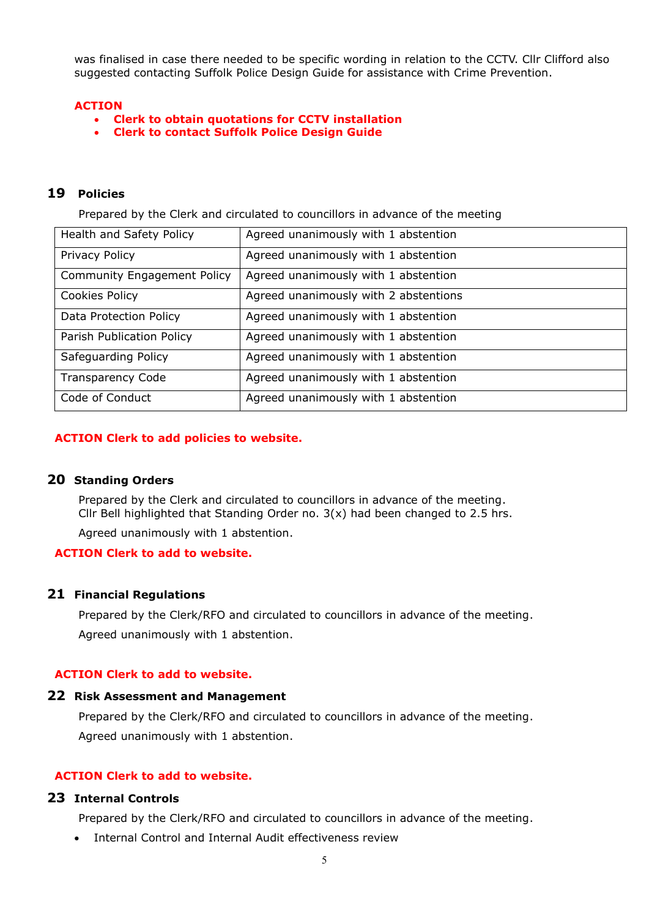was finalised in case there needed to be specific wording in relation to the CCTV. Cllr Clifford also suggested contacting Suffolk Police Design Guide for assistance with Crime Prevention.

**ACTION**

- **Clerk to obtain quotations for CCTV installation**
- **Clerk to contact Suffolk Police Design Guide**

## 19 Policies

Prepared by the Clerk and circulated to councillors in advance of the meeting

| Policy | Outcome |
|---|---|
| Health and Safety Policy | Agreed unanimously with 1 abstention |
| Privacy Policy | Agreed unanimously with 1 abstention |
| Community Engagement Policy | Agreed unanimously with 1 abstention |
| Cookies Policy | Agreed unanimously with 2 abstentions |
| Data Protection Policy | Agreed unanimously with 1 abstention |
| Parish Publication Policy | Agreed unanimously with 1 abstention |
| Safeguarding Policy | Agreed unanimously with 1 abstention |
| Transparency Code | Agreed unanimously with 1 abstention |
| Code of Conduct | Agreed unanimously with 1 abstention |

**ACTION Clerk to add policies to website.**

## 20 Standing Orders

Prepared by the Clerk and circulated to councillors in advance of the meeting.
Cllr Bell highlighted that Standing Order no. 3(x) had been changed to 2.5 hrs.

Agreed unanimously with 1 abstention.

**ACTION Clerk to add to website.**

## 21 Financial Regulations

Prepared by the Clerk/RFO and circulated to councillors in advance of the meeting.

Agreed unanimously with 1 abstention.

**ACTION Clerk to add to website.**

## 22 Risk Assessment and Management

Prepared by the Clerk/RFO and circulated to councillors in advance of the meeting.

Agreed unanimously with 1 abstention.

**ACTION Clerk to add to website.**

## 23 Internal Controls

Prepared by the Clerk/RFO and circulated to councillors in advance of the meeting.

- Internal Control and Internal Audit effectiveness review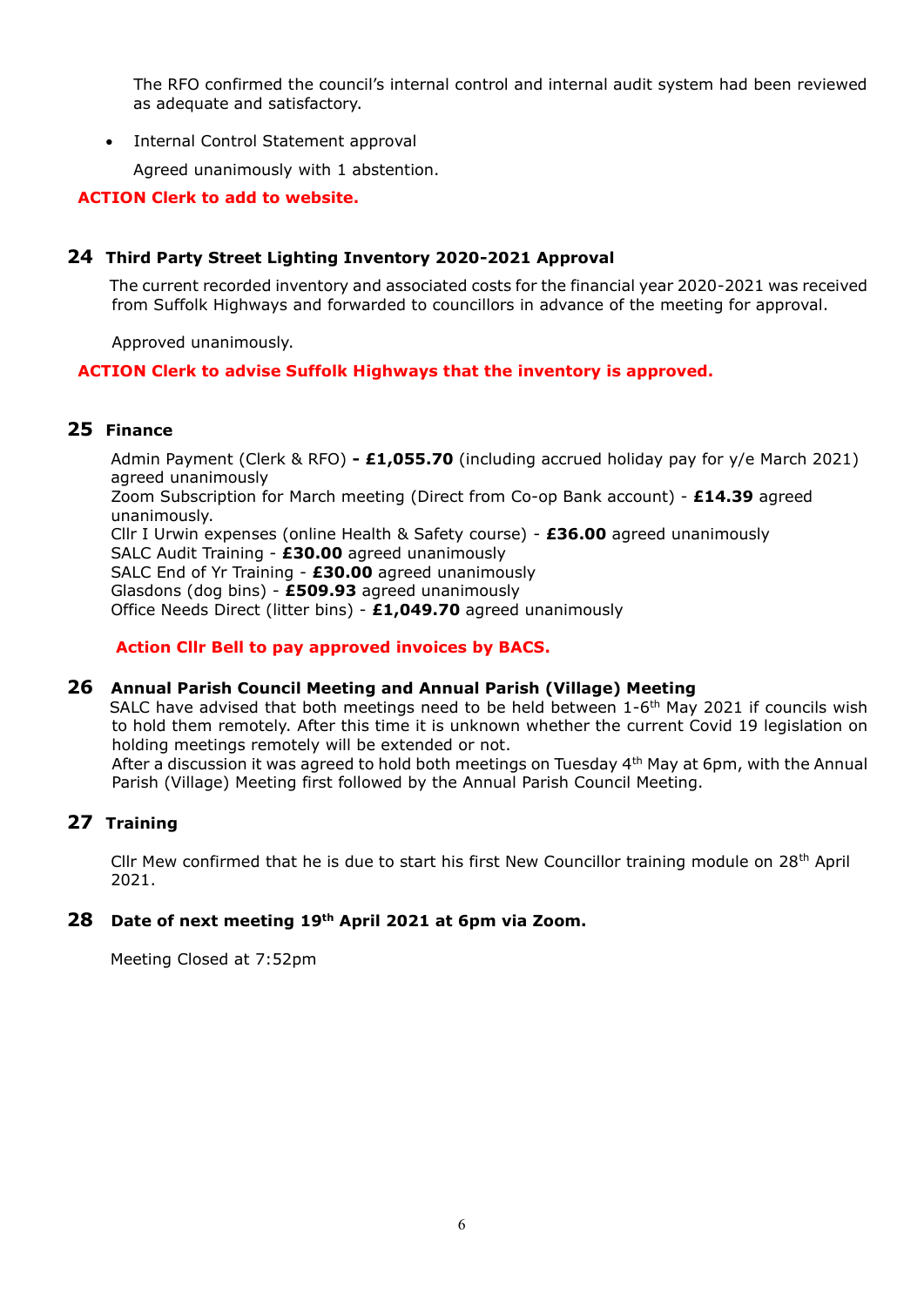The RFO confirmed the council's internal control and internal audit system had been reviewed as adequate and satisfactory.

- Internal Control Statement approval

  Agreed unanimously with 1 abstention.

**ACTION Clerk to add to website.**

## 24 Third Party Street Lighting Inventory 2020-2021 Approval

The current recorded inventory and associated costs for the financial year 2020-2021 was received from Suffolk Highways and forwarded to councillors in advance of the meeting for approval.

Approved unanimously.

**ACTION Clerk to advise Suffolk Highways that the inventory is approved.**

## 25 Finance

Admin Payment (Clerk & RFO) **- £1,055.70** (including accrued holiday pay for y/e March 2021) agreed unanimously
Zoom Subscription for March meeting (Direct from Co-op Bank account) - **£14.39** agreed unanimously.
Cllr I Urwin expenses (online Health & Safety course) - **£36.00** agreed unanimously
SALC Audit Training - **£30.00** agreed unanimously
SALC End of Yr Training - **£30.00** agreed unanimously
Glasdons (dog bins) - **£509.93** agreed unanimously
Office Needs Direct (litter bins) - **£1,049.70** agreed unanimously

**Action Cllr Bell to pay approved invoices by BACS.**

## 26 Annual Parish Council Meeting and Annual Parish (Village) Meeting

SALC have advised that both meetings need to be held between 1-6th May 2021 if councils wish to hold them remotely. After this time it is unknown whether the current Covid 19 legislation on holding meetings remotely will be extended or not.
After a discussion it was agreed to hold both meetings on Tuesday 4th May at 6pm, with the Annual Parish (Village) Meeting first followed by the Annual Parish Council Meeting.

## 27 Training

Cllr Mew confirmed that he is due to start his first New Councillor training module on 28th April 2021.

## 28 Date of next meeting 19th April 2021 at 6pm via Zoom.

Meeting Closed at 7:52pm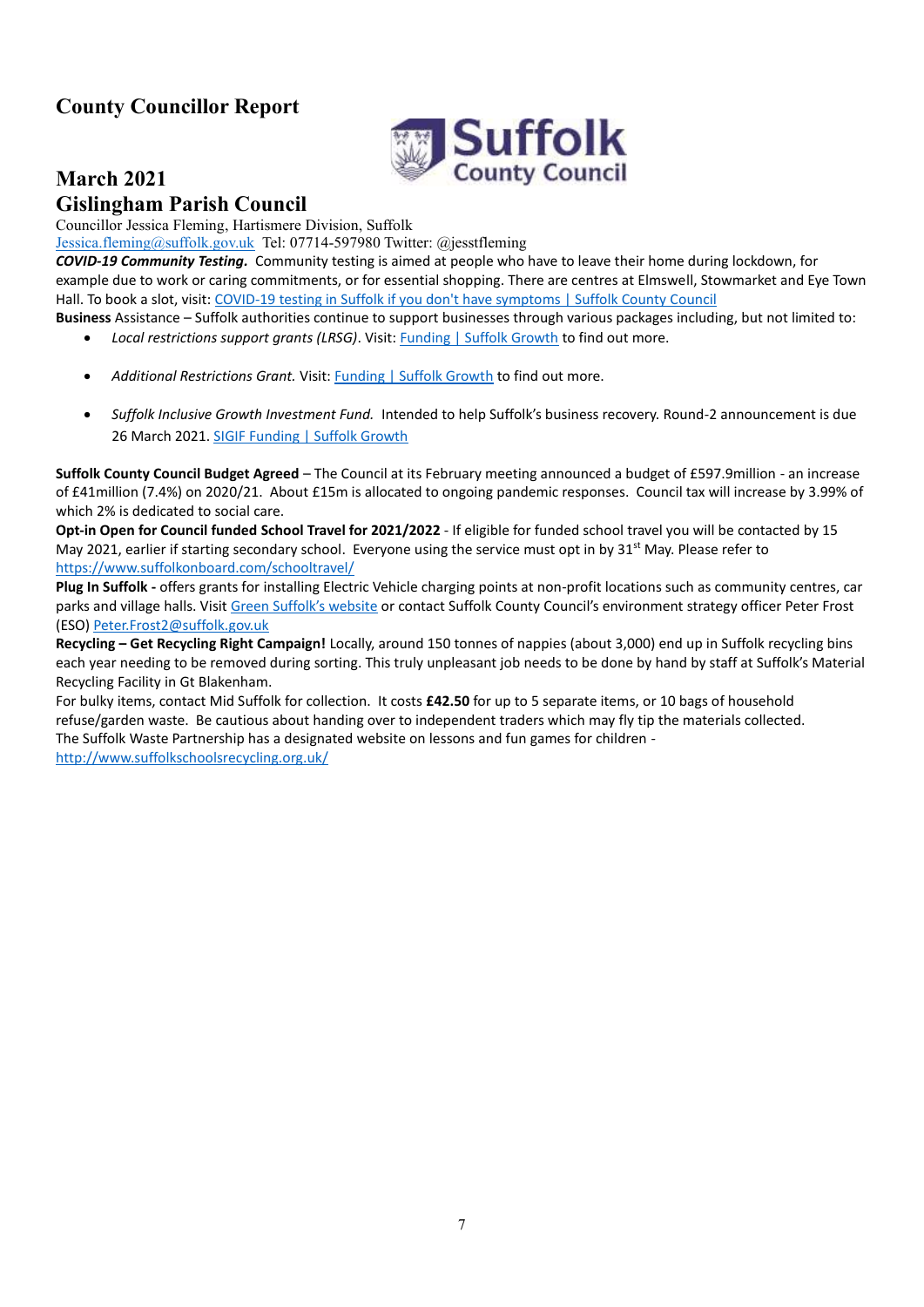# County Councillor Report

## March 2021
## Gislingham Parish Council

Councillor Jessica Fleming, Hartismere Division, Suffolk
Jessica.fleming@suffolk.gov.uk Tel: 07714-597980 Twitter: @jesstfleming

***COVID-19 Community Testing.*** Community testing is aimed at people who have to leave their home during lockdown, for example due to work or caring commitments, or for essential shopping. There are centres at Elmswell, Stowmarket and Eye Town Hall. To book a slot, visit: COVID-19 testing in Suffolk if you don't have symptoms | Suffolk County Council

**Business** Assistance – Suffolk authorities continue to support businesses through various packages including, but not limited to:

- *Local restrictions support grants (LRSG)*. Visit: Funding | Suffolk Growth to find out more.
- *Additional Restrictions Grant.* Visit: Funding | Suffolk Growth to find out more.
- *Suffolk Inclusive Growth Investment Fund.* Intended to help Suffolk's business recovery. Round-2 announcement is due 26 March 2021. SIGIF Funding | Suffolk Growth

**Suffolk County Council Budget Agreed** – The Council at its February meeting announced a budget of £597.9million - an increase of £41million (7.4%) on 2020/21. About £15m is allocated to ongoing pandemic responses. Council tax will increase by 3.99% of which 2% is dedicated to social care.

**Opt-in Open for Council funded School Travel for 2021/2022** - If eligible for funded school travel you will be contacted by 15 May 2021, earlier if starting secondary school. Everyone using the service must opt in by 31st May. Please refer to https://www.suffolkonboard.com/schooltravel/

**Plug In Suffolk -** offers grants for installing Electric Vehicle charging points at non-profit locations such as community centres, car parks and village halls. Visit Green Suffolk's website or contact Suffolk County Council's environment strategy officer Peter Frost (ESO) Peter.Frost2@suffolk.gov.uk

**Recycling – Get Recycling Right Campaign!** Locally, around 150 tonnes of nappies (about 3,000) end up in Suffolk recycling bins each year needing to be removed during sorting. This truly unpleasant job needs to be done by hand by staff at Suffolk's Material Recycling Facility in Gt Blakenham.

For bulky items, contact Mid Suffolk for collection. It costs **£42.50** for up to 5 separate items, or 10 bags of household refuse/garden waste. Be cautious about handing over to independent traders which may fly tip the materials collected.

The Suffolk Waste Partnership has a designated website on lessons and fun games for children - http://www.suffolkschoolsrecycling.org.uk/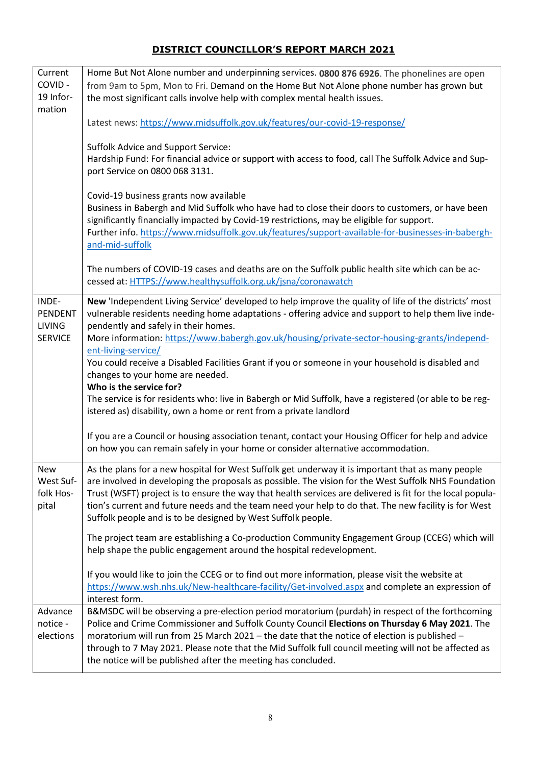## DISTRICT COUNCILLOR'S REPORT MARCH 2021

| | |
|---|---|
| Current COVID - 19 Information | Home But Not Alone number and underpinning services. **0800 876 6926**. The phonelines are open from 9am to 5pm, Mon to Fri. Demand on the Home But Not Alone phone number has grown but the most significant calls involve help with complex mental health issues.<br><br>Latest news: https://www.midsuffolk.gov.uk/features/our-covid-19-response/<br><br>Suffolk Advice and Support Service:<br>Hardship Fund: For financial advice or support with access to food, call The Suffolk Advice and Support Service on 0800 068 3131.<br><br>Covid-19 business grants now available<br>Business in Babergh and Mid Suffolk who have had to close their doors to customers, or have been significantly financially impacted by Covid-19 restrictions, may be eligible for support.<br>Further info. https://www.midsuffolk.gov.uk/features/support-available-for-businesses-in-babergh-and-mid-suffolk<br><br>The numbers of COVID-19 cases and deaths are on the Suffolk public health site which can be accessed at: HTTPS://www.healthysuffolk.org.uk/jsna/coronawatch |
| INDEPENDENT LIVING SERVICE | **New** 'Independent Living Service' developed to help improve the quality of life of the districts' most vulnerable residents needing home adaptations - offering advice and support to help them live independently and safely in their homes.<br>More information: https://www.babergh.gov.uk/housing/private-sector-housing-grants/independent-living-service/<br>You could receive a Disabled Facilities Grant if you or someone in your household is disabled and changes to your home are needed.<br>**Who is the service for?**<br>The service is for residents who: live in Babergh or Mid Suffolk, have a registered (or able to be registered as) disability, own a home or rent from a private landlord<br><br>If you are a Council or housing association tenant, contact your Housing Officer for help and advice on how you can remain safely in your home or consider alternative accommodation. |
| New West Suffolk Hospital | As the plans for a new hospital for West Suffolk get underway it is important that as many people are involved in developing the proposals as possible. The vision for the West Suffolk NHS Foundation Trust (WSFT) project is to ensure the way that health services are delivered is fit for the local population's current and future needs and the team need your help to do that. The new facility is for West Suffolk people and is to be designed by West Suffolk people.<br><br>The project team are establishing a Co-production Community Engagement Group (CCEG) which will help shape the public engagement around the hospital redevelopment.<br><br>If you would like to join the CCEG or to find out more information, please visit the website at https://www.wsh.nhs.uk/New-healthcare-facility/Get-involved.aspx and complete an expression of interest form. |
| Advance notice - elections | B&MSDC will be observing a pre-election period moratorium (purdah) in respect of the forthcoming Police and Crime Commissioner and Suffolk County Council **Elections on Thursday 6 May 2021**. The moratorium will run from 25 March 2021 – the date that the notice of election is published – through to 7 May 2021. Please note that the Mid Suffolk full council meeting will not be affected as the notice will be published after the meeting has concluded. |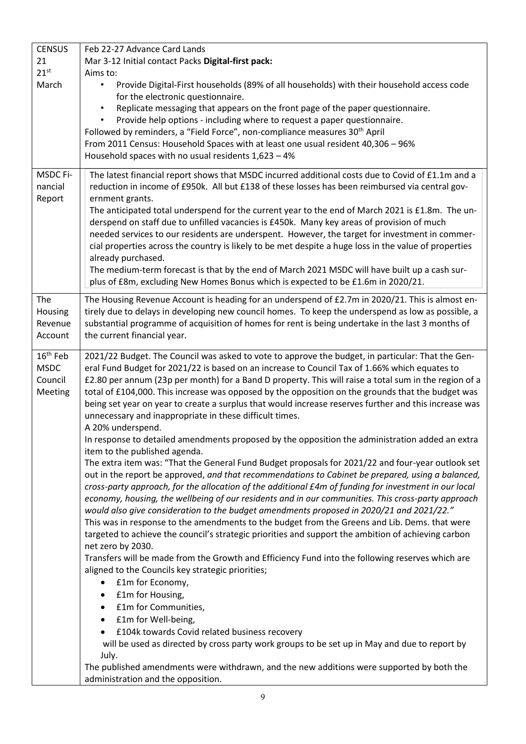| | |
|---|---|
| CENSUS 21 21st March | Feb 22-27 Advance Card Lands<br>Mar 3-12 Initial contact Packs **Digital-first pack:**<br>Aims to:<br>• Provide Digital-First households (89% of all households) with their household access code for the electronic questionnaire.<br>• Replicate messaging that appears on the front page of the paper questionnaire.<br>• Provide help options - including where to request a paper questionnaire.<br>Followed by reminders, a "Field Force", non-compliance measures 30th April<br>From 2011 Census: Household Spaces with at least one usual resident 40,306 – 96%<br>Household spaces with no usual residents 1,623 – 4% |
| MSDC Financial Report | The latest financial report shows that MSDC incurred additional costs due to Covid of £1.1m and a reduction in income of £950k. All but £138 of these losses has been reimbursed via central government grants.<br>The anticipated total underspend for the current year to the end of March 2021 is £1.8m. The underspend on staff due to unfilled vacancies is £450k. Many key areas of provision of much needed services to our residents are underspent. However, the target for investment in commercial properties across the country is likely to be met despite a huge loss in the value of properties already purchased.<br>The medium-term forecast is that by the end of March 2021 MSDC will have built up a cash surplus of £8m, excluding New Homes Bonus which is expected to be £1.6m in 2020/21. |
| The Housing Revenue Account | The Housing Revenue Account is heading for an underspend of £2.7m in 2020/21. This is almost entirely due to delays in developing new council homes. To keep the underspend as low as possible, a substantial programme of acquisition of homes for rent is being undertake in the last 3 months of the current financial year. |
| 16th Feb MSDC Council Meeting | 2021/22 Budget. The Council was asked to vote to approve the budget, in particular: That the General Fund Budget for 2021/22 is based on an increase to Council Tax of 1.66% which equates to £2.80 per annum (23p per month) for a Band D property. This will raise a total sum in the region of a total of £104,000. This increase was opposed by the opposition on the grounds that the budget was being set year on year to create a surplus that would increase reserves further and this increase was unnecessary and inappropriate in these difficult times.<br>A 20% underspend.<br>In response to detailed amendments proposed by the opposition the administration added an extra item to the published agenda.<br>The extra item was: "That the General Fund Budget proposals for 2021/22 and four-year outlook set out in the report be approved, *and that recommendations to Cabinet be prepared, using a balanced, cross-party approach, for the allocation of the additional £4m of funding for investment in our local economy, housing, the wellbeing of our residents and in our communities. This cross-party approach would also give consideration to the budget amendments proposed in 2020/21 and 2021/22."*<br>This was in response to the amendments to the budget from the Greens and Lib. Dems. that were targeted to achieve the council's strategic priorities and support the ambition of achieving carbon net zero by 2030.<br>Transfers will be made from the Growth and Efficiency Fund into the following reserves which are aligned to the Councils key strategic priorities;<br>• £1m for Economy,<br>• £1m for Housing,<br>• £1m for Communities,<br>• £1m for Well-being,<br>• £104k towards Covid related business recovery<br>will be used as directed by cross party work groups to be set up in May and due to report by July.<br>The published amendments were withdrawn, and the new additions were supported by both the administration and the opposition. |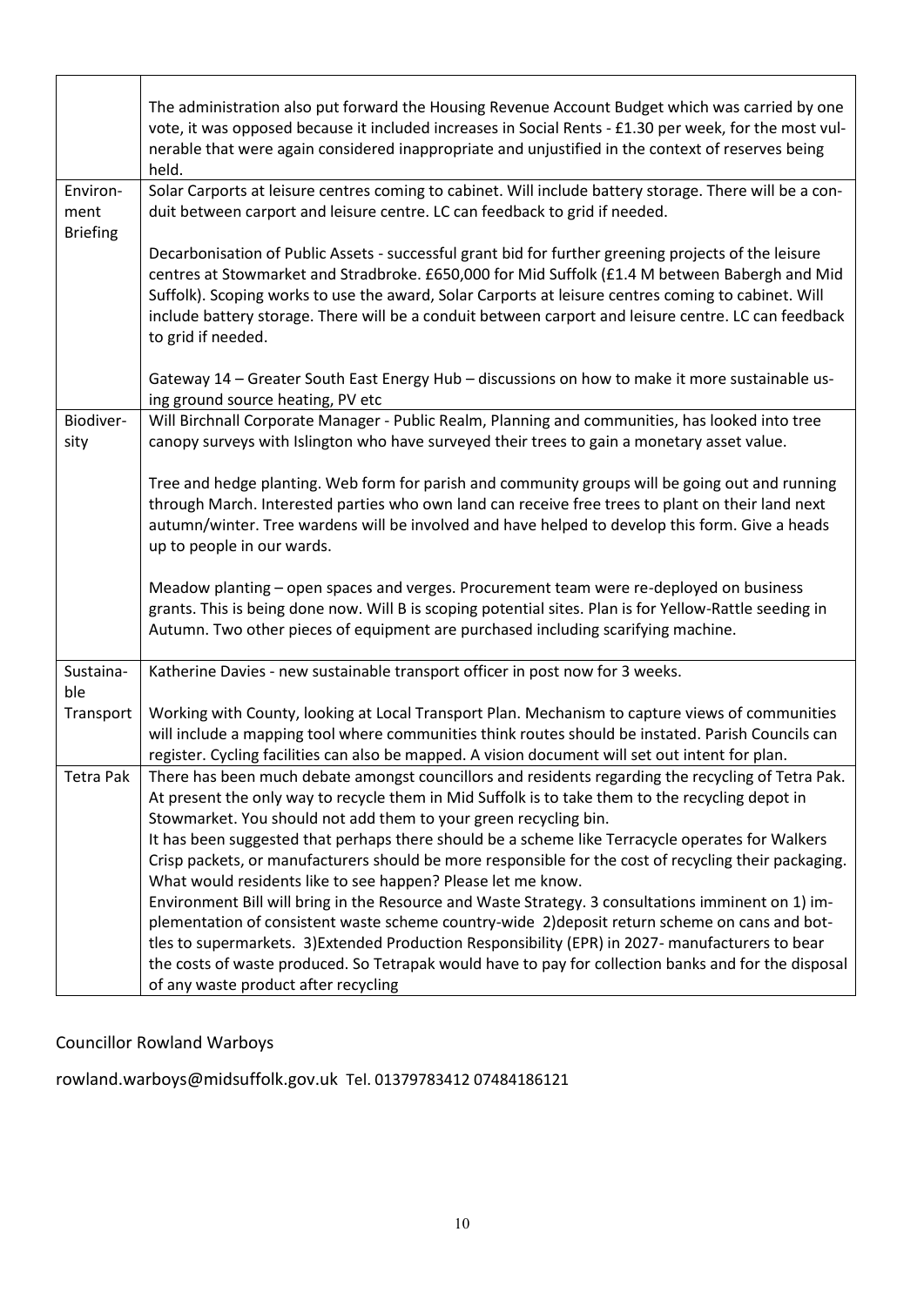| | |
|---|---|
| | The administration also put forward the Housing Revenue Account Budget which was carried by one vote, it was opposed because it included increases in Social Rents - £1.30 per week, for the most vulnerable that were again considered inappropriate and unjustified in the context of reserves being held. |
| Environment Briefing | Solar Carports at leisure centres coming to cabinet. Will include battery storage. There will be a conduit between carport and leisure centre. LC can feedback to grid if needed.<br><br>Decarbonisation of Public Assets - successful grant bid for further greening projects of the leisure centres at Stowmarket and Stradbroke. £650,000 for Mid Suffolk (£1.4 M between Babergh and Mid Suffolk). Scoping works to use the award, Solar Carports at leisure centres coming to cabinet. Will include battery storage. There will be a conduit between carport and leisure centre. LC can feedback to grid if needed.<br><br>Gateway 14 – Greater South East Energy Hub – discussions on how to make it more sustainable using ground source heating, PV etc |
| Biodiversity | Will Birchnall Corporate Manager - Public Realm, Planning and communities, has looked into tree canopy surveys with Islington who have surveyed their trees to gain a monetary asset value.<br><br>Tree and hedge planting. Web form for parish and community groups will be going out and running through March. Interested parties who own land can receive free trees to plant on their land next autumn/winter. Tree wardens will be involved and have helped to develop this form. Give a heads up to people in our wards.<br><br>Meadow planting – open spaces and verges. Procurement team were re-deployed on business grants. This is being done now. Will B is scoping potential sites. Plan is for Yellow-Rattle seeding in Autumn. Two other pieces of equipment are purchased including scarifying machine. |
| Sustainable Transport | Katherine Davies - new sustainable transport officer in post now for 3 weeks.<br><br>Working with County, looking at Local Transport Plan. Mechanism to capture views of communities will include a mapping tool where communities think routes should be instated. Parish Councils can register. Cycling facilities can also be mapped. A vision document will set out intent for plan. |
| Tetra Pak | There has been much debate amongst councillors and residents regarding the recycling of Tetra Pak. At present the only way to recycle them in Mid Suffolk is to take them to the recycling depot in Stowmarket. You should not add them to your green recycling bin.<br>It has been suggested that perhaps there should be a scheme like Terracycle operates for Walkers Crisp packets, or manufacturers should be more responsible for the cost of recycling their packaging. What would residents like to see happen? Please let me know.<br>Environment Bill will bring in the Resource and Waste Strategy. 3 consultations imminent on 1) implementation of consistent waste scheme country-wide 2)deposit return scheme on cans and bottles to supermarkets. 3)Extended Production Responsibility (EPR) in 2027- manufacturers to bear the costs of waste produced. So Tetrapak would have to pay for collection banks and for the disposal of any waste product after recycling |

Councillor Rowland Warboys

rowland.warboys@midsuffolk.gov.uk Tel. 01379783412 07484186121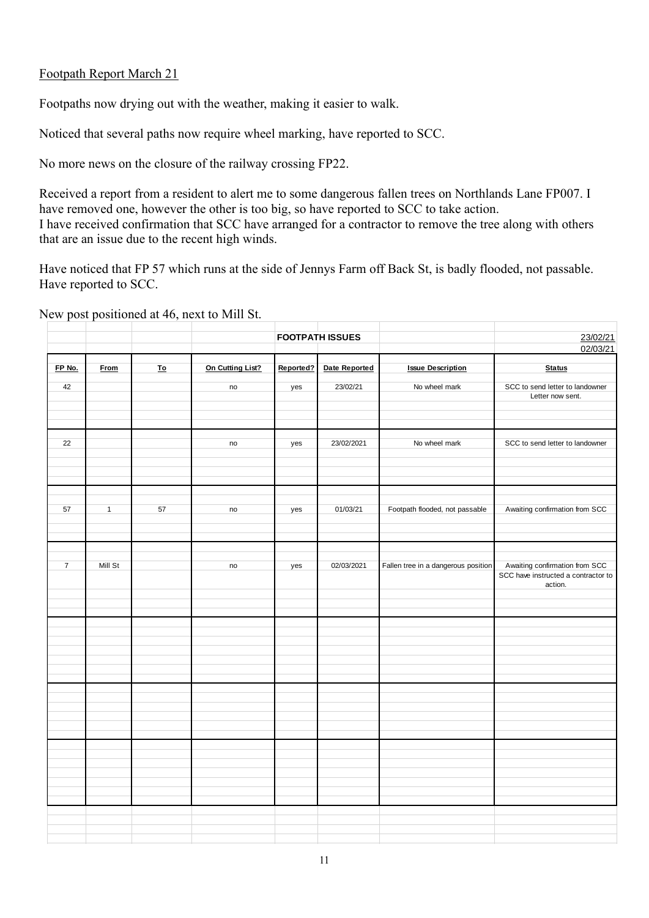Footpath Report March 21

Footpaths now drying out with the weather, making it easier to walk.

Noticed that several paths now require wheel marking, have reported to SCC.

No more news on the closure of the railway crossing FP22.

Received a report from a resident to alert me to some dangerous fallen trees on Northlands Lane FP007. I have removed one, however the other is too big, so have reported to SCC to take action.
I have received confirmation that SCC have arranged for a contractor to remove the tree along with others that are an issue due to the recent high winds.

Have noticed that FP 57 which runs at the side of Jennys Farm off Back St, is badly flooded, not passable. Have reported to SCC.

New post positioned at 46, next to Mill St.

**FOOTPATH ISSUES** 23/02/21 02/03/21

| FP No. | From | To | On Cutting List? | Reported? | Date Reported | Issue Description | Status |
|---|---|---|---|---|---|---|---|
| 42 | | | no | yes | 23/02/21 | No wheel mark | SCC to send letter to landowner Letter now sent. |
| 22 | | | no | yes | 23/02/2021 | No wheel mark | SCC to send letter to landowner |
| 57 | 1 | 57 | no | yes | 01/03/21 | Footpath flooded, not passable | Awaiting confirmation from SCC |
| 7 | Mill St | | no | yes | 02/03/2021 | Fallen tree in a dangerous position | Awaiting confirmation from SCC SCC have instructed a contractor to action. |